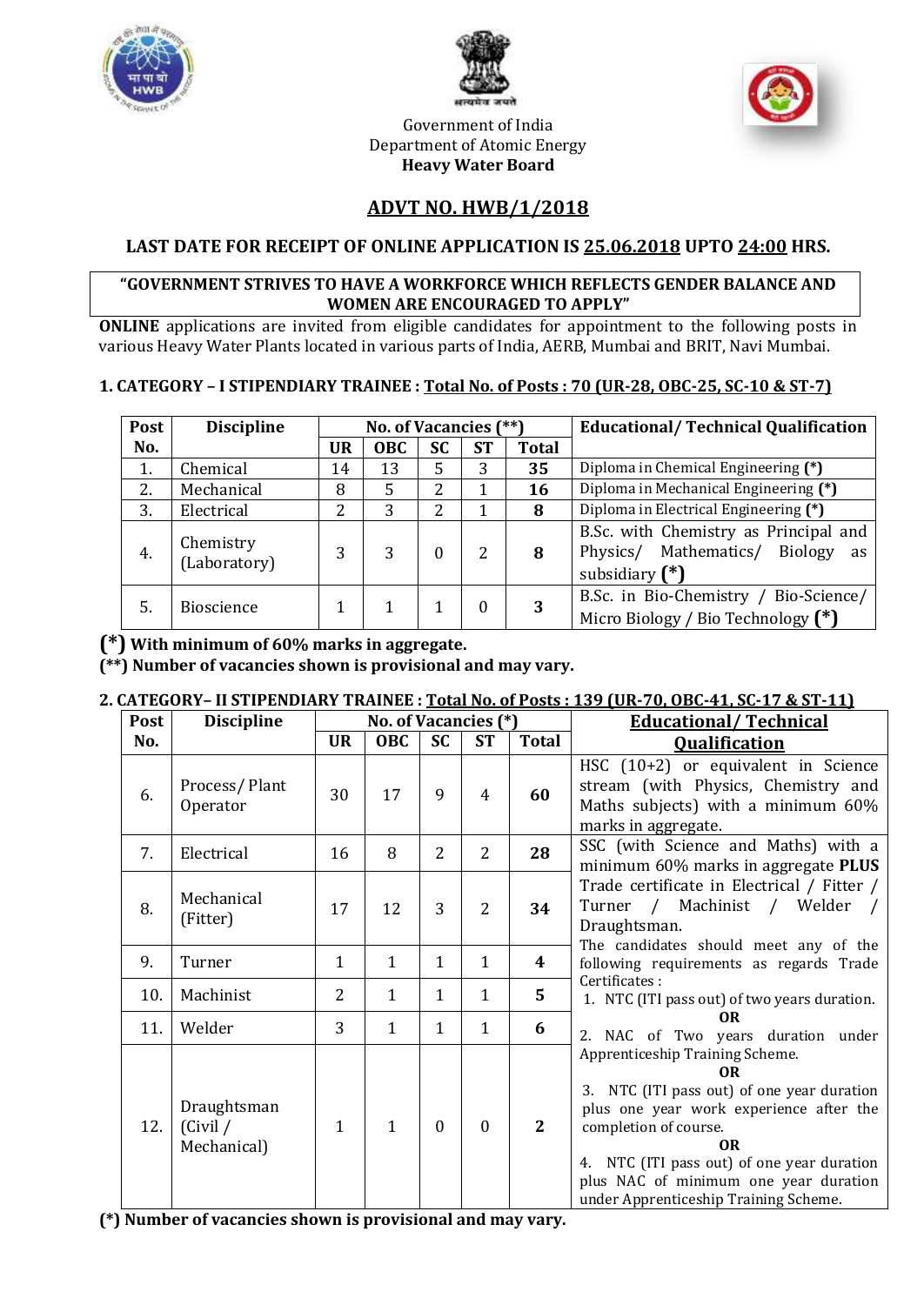Government of India
Department of Atomic Energy
**Heavy Water Board**

# ADVT NO. HWB/1/2018

## LAST DATE FOR RECEIPT OF ONLINE APPLICATION IS 25.06.2018 UPTO 24:00 HRS.

**"GOVERNMENT STRIVES TO HAVE A WORKFORCE WHICH REFLECTS GENDER BALANCE AND WOMEN ARE ENCOURAGED TO APPLY"**

**ONLINE** applications are invited from eligible candidates for appointment to the following posts in various Heavy Water Plants located in various parts of India, AERB, Mumbai and BRIT, Navi Mumbai.

### 1. CATEGORY – I STIPENDIARY TRAINEE : Total No. of Posts : 70 (UR-28, OBC-25, SC-10 & ST-7)

| Post No. | Discipline | No. of Vacancies (**) | | | | | Educational/ Technical Qualification |
|---|---|---|---|---|---|---|---|
| | | UR | OBC | SC | ST | Total | |
| 1. | Chemical | 14 | 13 | 5 | 3 | **35** | Diploma in Chemical Engineering **(*)** |
| 2. | Mechanical | 8 | 5 | 2 | 1 | **16** | Diploma in Mechanical Engineering **(*)** |
| 3. | Electrical | 2 | 3 | 2 | 1 | **8** | Diploma in Electrical Engineering **(*)** |
| 4. | Chemistry (Laboratory) | 3 | 3 | 0 | 2 | **8** | B.Sc. with Chemistry as Principal and Physics/ Mathematics/ Biology as subsidiary **(*)** |
| 5. | Bioscience | 1 | 1 | 1 | 0 | **3** | B.Sc. in Bio-Chemistry / Bio-Science/ Micro Biology / Bio Technology **(*)** |

**(*) With minimum of 60% marks in aggregate.**
**(**) Number of vacancies shown is provisional and may vary.**

### 2. CATEGORY– II STIPENDIARY TRAINEE : Total No. of Posts : 139 (UR-70, OBC-41, SC-17 & ST-11)

| Post No. | Discipline | No. of Vacancies (*) | | | | | Educational/ Technical Qualification |
|---|---|---|---|---|---|---|---|
| | | UR | OBC | SC | ST | Total | |
| 6. | Process/ Plant Operator | 30 | 17 | 9 | 4 | **60** | HSC (10+2) or equivalent in Science stream (with Physics, Chemistry and Maths subjects) with a minimum 60% marks in aggregate. |
| 7. | Electrical | 16 | 8 | 2 | 2 | **28** | SSC (with Science and Maths) with a minimum 60% marks in aggregate **PLUS** Trade certificate in Electrical / Fitter / Turner / Machinist / Welder / Draughtsman. The candidates should meet any of the following requirements as regards Trade Certificates : 1. NTC (ITI pass out) of two years duration. **OR** 2. NAC of Two years duration under Apprenticeship Training Scheme. **OR** 3. NTC (ITI pass out) of one year duration plus one year work experience after the completion of course. **OR** 4. NTC (ITI pass out) of one year duration plus NAC of minimum one year duration under Apprenticeship Training Scheme. |
| 8. | Mechanical (Fitter) | 17 | 12 | 3 | 2 | **34** | |
| 9. | Turner | 1 | 1 | 1 | 1 | **4** | |
| 10. | Machinist | 2 | 1 | 1 | 1 | **5** | |
| 11. | Welder | 3 | 1 | 1 | 1 | **6** | |
| 12. | Draughtsman (Civil / Mechanical) | 1 | 1 | 0 | 0 | **2** | |

**(*) Number of vacancies shown is provisional and may vary.**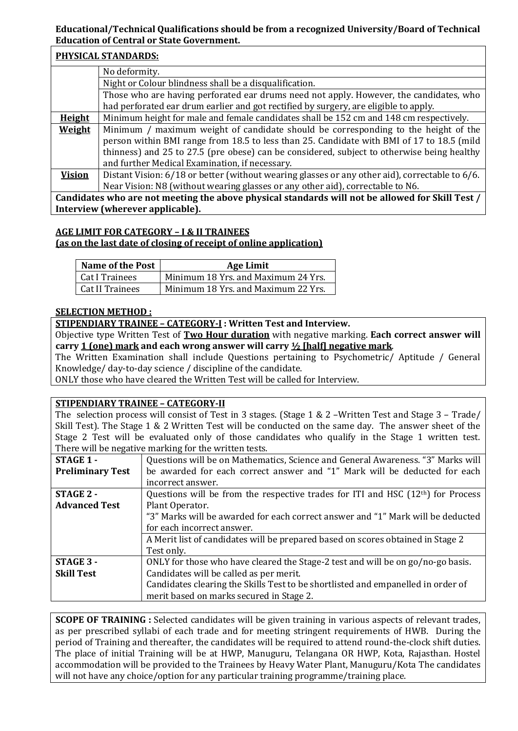**Educational/Technical Qualifications should be from a recognized University/Board of Technical Education of Central or State Government.**

| **PHYSICAL STANDARDS:** | |
|---|---|
| | No deformity. |
| | Night or Colour blindness shall be a disqualification. |
| | Those who are having perforated ear drums need not apply. However, the candidates, who had perforated ear drum earlier and got rectified by surgery, are eligible to apply. |
| **Height** | Minimum height for male and female candidates shall be 152 cm and 148 cm respectively. |
| **Weight** | Minimum / maximum weight of candidate should be corresponding to the height of the person within BMI range from 18.5 to less than 25. Candidate with BMI of 17 to 18.5 (mild thinness) and 25 to 27.5 (pre obese) can be considered, subject to otherwise being healthy and further Medical Examination, if necessary. |
| **Vision** | Distant Vision: 6/18 or better (without wearing glasses or any other aid), correctable to 6/6. Near Vision: N8 (without wearing glasses or any other aid), correctable to N6. |
| **Candidates who are not meeting the above physical standards will not be allowed for Skill Test / Interview (wherever applicable).** | |

**AGE LIMIT FOR CATEGORY – I & II TRAINEES**
**(as on the last date of closing of receipt of online application)**

| Name of the Post | Age Limit |
|---|---|
| Cat I Trainees | Minimum 18 Yrs. and Maximum 24 Yrs. |
| Cat II Trainees | Minimum 18 Yrs. and Maximum 22 Yrs. |

**SELECTION METHOD :**

**STIPENDIARY TRAINEE – CATEGORY-I : Written Test and Interview.**

Objective type Written Test of **Two Hour duration** with negative marking. **Each correct answer will carry 1 (one) mark and each wrong answer will carry ½ [half] negative mark**.

The Written Examination shall include Questions pertaining to Psychometric/ Aptitude / General Knowledge/ day-to-day science / discipline of the candidate.

ONLY those who have cleared the Written Test will be called for Interview.

**STIPENDIARY TRAINEE – CATEGORY-II**

The selection process will consist of Test in 3 stages. (Stage 1 & 2 –Written Test and Stage 3 – Trade/ Skill Test). The Stage 1 & 2 Written Test will be conducted on the same day. The answer sheet of the Stage 2 Test will be evaluated only of those candidates who qualify in the Stage 1 written test. There will be negative marking for the written tests.

| Stage | Details |
|---|---|
| **STAGE 1 - Preliminary Test** | Questions will be on Mathematics, Science and General Awareness. "3" Marks will be awarded for each correct answer and "1" Mark will be deducted for each incorrect answer. |
| **STAGE 2 - Advanced Test** | Questions will be from the respective trades for ITI and HSC (12th) for Process Plant Operator. "3" Marks will be awarded for each correct answer and "1" Mark will be deducted for each incorrect answer. |
| | A Merit list of candidates will be prepared based on scores obtained in Stage 2 Test only. |
| **STAGE 3 - Skill Test** | ONLY for those who have cleared the Stage-2 test and will be on go/no-go basis. Candidates will be called as per merit. Candidates clearing the Skills Test to be shortlisted and empanelled in order of merit based on marks secured in Stage 2. |

**SCOPE OF TRAINING :** Selected candidates will be given training in various aspects of relevant trades, as per prescribed syllabi of each trade and for meeting stringent requirements of HWB. During the period of Training and thereafter, the candidates will be required to attend round-the-clock shift duties. The place of initial Training will be at HWP, Manuguru, Telangana OR HWP, Kota, Rajasthan. Hostel accommodation will be provided to the Trainees by Heavy Water Plant, Manuguru/Kota The candidates will not have any choice/option for any particular training programme/training place.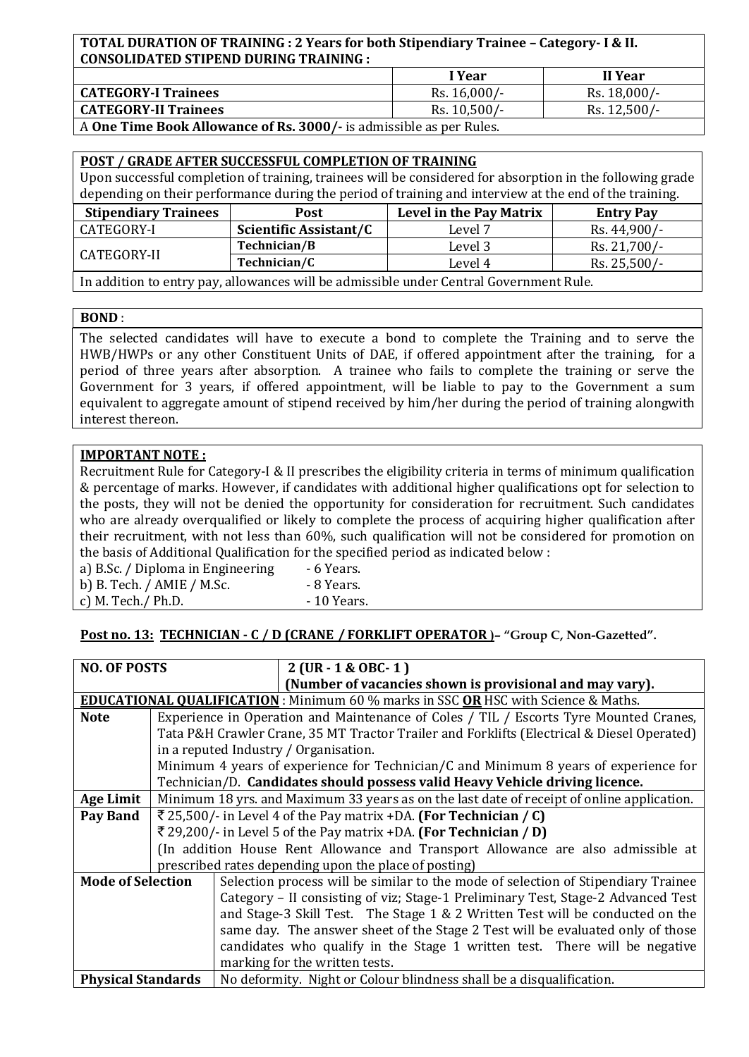| TOTAL DURATION OF TRAINING : 2 Years for both Stipendiary Trainee – Category- I & II. CONSOLIDATED STIPEND DURING TRAINING : | | |
|---|---|---|
| | **I Year** | **II Year** |
| **CATEGORY-I Trainees** | Rs. 16,000/- | Rs. 18,000/- |
| **CATEGORY-II Trainees** | Rs. 10,500/- | Rs. 12,500/- |
| A **One Time Book Allowance of Rs. 3000/-** is admissible as per Rules. | | |

**POST / GRADE AFTER SUCCESSFUL COMPLETION OF TRAINING**

Upon successful completion of training, trainees will be considered for absorption in the following grade depending on their performance during the period of training and interview at the end of the training.

| Stipendiary Trainees | Post | Level in the Pay Matrix | Entry Pay |
|---|---|---|---|
| CATEGORY-I | **Scientific Assistant/C** | Level 7 | Rs. 44,900/- |
| CATEGORY-II | **Technician/B** | Level 3 | Rs. 21,700/- |
| | **Technician/C** | Level 4 | Rs. 25,500/- |

In addition to entry pay, allowances will be admissible under Central Government Rule.

**BOND** :

The selected candidates will have to execute a bond to complete the Training and to serve the HWB/HWPs or any other Constituent Units of DAE, if offered appointment after the training, for a period of three years after absorption. A trainee who fails to complete the training or serve the Government for 3 years, if offered appointment, will be liable to pay to the Government a sum equivalent to aggregate amount of stipend received by him/her during the period of training alongwith interest thereon.

**IMPORTANT NOTE :**

Recruitment Rule for Category-I & II prescribes the eligibility criteria in terms of minimum qualification & percentage of marks. However, if candidates with additional higher qualifications opt for selection to the posts, they will not be denied the opportunity for consideration for recruitment. Such candidates who are already overqualified or likely to complete the process of acquiring higher qualification after their recruitment, with not less than 60%, such qualification will not be considered for promotion on the basis of Additional Qualification for the specified period as indicated below :

a) B.Sc. / Diploma in Engineering - 6 Years.
b) B. Tech. / AMIE / M.Sc. - 8 Years.
c) M. Tech./ Ph.D. - 10 Years.

**Post no. 13: TECHNICIAN - C / D (CRANE / FORKLIFT OPERATOR )– "Group C, Non-Gazetted".**

| **NO. OF POSTS** | **2 (UR - 1 & OBC- 1 )** **(Number of vacancies shown is provisional and may vary).** |
|---|---|
| **EDUCATIONAL QUALIFICATION** : Minimum 60 % marks in SSC **OR** HSC with Science & Maths. | |
| **Note** | Experience in Operation and Maintenance of Coles / TIL / Escorts Tyre Mounted Cranes, Tata P&H Crawler Crane, 35 MT Tractor Trailer and Forklifts (Electrical & Diesel Operated) in a reputed Industry / Organisation. Minimum 4 years of experience for Technician/C and Minimum 8 years of experience for Technician/D. **Candidates should possess valid Heavy Vehicle driving licence.** |
| **Age Limit** | Minimum 18 yrs. and Maximum 33 years as on the last date of receipt of online application. |
| **Pay Band** | ₹ 25,500/- in Level 4 of the Pay matrix +DA. **(For Technician / C)** ₹ 29,200/- in Level 5 of the Pay matrix +DA. **(For Technician / D)** (In addition House Rent Allowance and Transport Allowance are also admissible at prescribed rates depending upon the place of posting) |
| **Mode of Selection** | Selection process will be similar to the mode of selection of Stipendiary Trainee Category – II consisting of viz; Stage-1 Preliminary Test, Stage-2 Advanced Test and Stage-3 Skill Test. The Stage 1 & 2 Written Test will be conducted on the same day. The answer sheet of the Stage 2 Test will be evaluated only of those candidates who qualify in the Stage 1 written test. There will be negative marking for the written tests. |
| **Physical Standards** | No deformity. Night or Colour blindness shall be a disqualification. |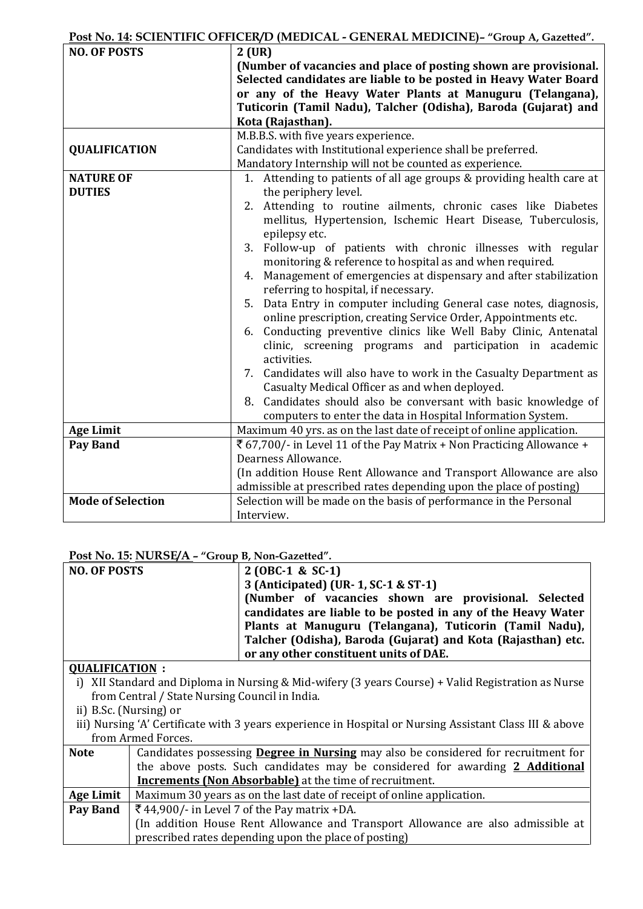**Post No. 14: SCIENTIFIC OFFICER/D (MEDICAL - GENERAL MEDICINE)– "Group A, Gazetted".**

| | |
|---|---|
| **NO. OF POSTS** | **2 (UR)** **(Number of vacancies and place of posting shown are provisional. Selected candidates are liable to be posted in Heavy Water Board or any of the Heavy Water Plants at Manuguru (Telangana), Tuticorin (Tamil Nadu), Talcher (Odisha), Baroda (Gujarat) and Kota (Rajasthan).** |
| **QUALIFICATION** | M.B.B.S. with five years experience. Candidates with Institutional experience shall be preferred. Mandatory Internship will not be counted as experience. |
| **NATURE OF DUTIES** | 1. Attending to patients of all age groups & providing health care at the periphery level. 2. Attending to routine ailments, chronic cases like Diabetes mellitus, Hypertension, Ischemic Heart Disease, Tuberculosis, epilepsy etc. 3. Follow-up of patients with chronic illnesses with regular monitoring & reference to hospital as and when required. 4. Management of emergencies at dispensary and after stabilization referring to hospital, if necessary. 5. Data Entry in computer including General case notes, diagnosis, online prescription, creating Service Order, Appointments etc. 6. Conducting preventive clinics like Well Baby Clinic, Antenatal clinic, screening programs and participation in academic activities. 7. Candidates will also have to work in the Casualty Department as Casualty Medical Officer as and when deployed. 8. Candidates should also be conversant with basic knowledge of computers to enter the data in Hospital Information System. |
| **Age Limit** | Maximum 40 yrs. as on the last date of receipt of online application. |
| **Pay Band** | ₹ 67,700/- in Level 11 of the Pay Matrix + Non Practicing Allowance + Dearness Allowance. (In addition House Rent Allowance and Transport Allowance are also admissible at prescribed rates depending upon the place of posting) |
| **Mode of Selection** | Selection will be made on the basis of performance in the Personal Interview. |

**Post No. 15: NURSE/A – "Group B, Non-Gazetted".**

| | |
|---|---|
| **NO. OF POSTS** | **2 (OBC-1 & SC-1)** **3 (Anticipated) (UR- 1, SC-1 & ST-1)** **(Number of vacancies shown are provisional. Selected candidates are liable to be posted in any of the Heavy Water Plants at Manuguru (Telangana), Tuticorin (Tamil Nadu), Talcher (Odisha), Baroda (Gujarat) and Kota (Rajasthan) etc. or any other constituent units of DAE.** |

**QUALIFICATION :**

i) XII Standard and Diploma in Nursing & Mid-wifery (3 years Course) + Valid Registration as Nurse from Central / State Nursing Council in India.

ii) B.Sc. (Nursing) or

iii) Nursing 'A' Certificate with 3 years experience in Hospital or Nursing Assistant Class III & above from Armed Forces.

| | |
|---|---|
| **Note** | Candidates possessing **Degree in Nursing** may also be considered for recruitment for the above posts. Such candidates may be considered for awarding **2 Additional Increments (Non Absorbable)** at the time of recruitment. |
| **Age Limit** | Maximum 30 years as on the last date of receipt of online application. |
| **Pay Band** | ₹ 44,900/- in Level 7 of the Pay matrix +DA. (In addition House Rent Allowance and Transport Allowance are also admissible at prescribed rates depending upon the place of posting) |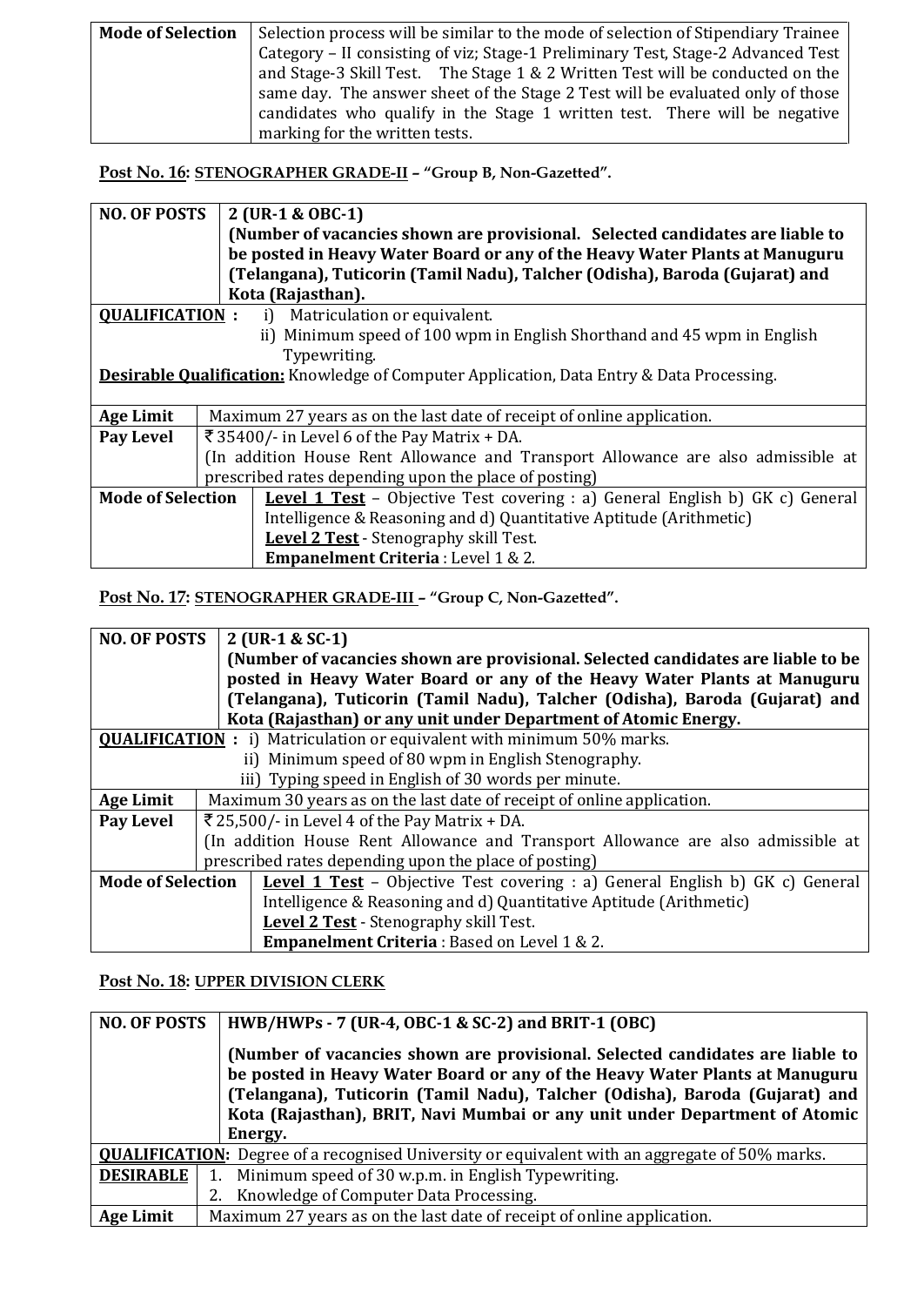| Mode of Selection | Selection process will be similar to the mode of selection of Stipendiary Trainee Category – II consisting of viz; Stage-1 Preliminary Test, Stage-2 Advanced Test and Stage-3 Skill Test. The Stage 1 & 2 Written Test will be conducted on the same day. The answer sheet of the Stage 2 Test will be evaluated only of those candidates who qualify in the Stage 1 written test. There will be negative marking for the written tests. |
|---|---|

**Post No. 16: STENOGRAPHER GRADE-II – "Group B, Non-Gazetted".**

| NO. OF POSTS | **2 (UR-1 & OBC-1)** **(Number of vacancies shown are provisional. Selected candidates are liable to be posted in Heavy Water Board or any of the Heavy Water Plants at Manuguru (Telangana), Tuticorin (Tamil Nadu), Talcher (Odisha), Baroda (Gujarat) and Kota (Rajasthan).** |
|---|---|
| **QUALIFICATION :** | i) Matriculation or equivalent. ii) Minimum speed of 100 wpm in English Shorthand and 45 wpm in English Typewriting. **Desirable Qualification:** Knowledge of Computer Application, Data Entry & Data Processing. |
| **Age Limit** | Maximum 27 years as on the last date of receipt of online application. |
| **Pay Level** | ₹35400/- in Level 6 of the Pay Matrix + DA. (In addition House Rent Allowance and Transport Allowance are also admissible at prescribed rates depending upon the place of posting) |
| **Mode of Selection** | **Level 1 Test** – Objective Test covering : a) General English b) GK c) General Intelligence & Reasoning and d) Quantitative Aptitude (Arithmetic) **Level 2 Test** - Stenography skill Test. **Empanelment Criteria** : Level 1 & 2. |

**Post No. 17: STENOGRAPHER GRADE-III – "Group C, Non-Gazetted".**

| NO. OF POSTS | **2 (UR-1 & SC-1)** **(Number of vacancies shown are provisional. Selected candidates are liable to be posted in Heavy Water Board or any of the Heavy Water Plants at Manuguru (Telangana), Tuticorin (Tamil Nadu), Talcher (Odisha), Baroda (Gujarat) and Kota (Rajasthan) or any unit under Department of Atomic Energy.** |
|---|---|
| **QUALIFICATION :** | i) Matriculation or equivalent with minimum 50% marks. ii) Minimum speed of 80 wpm in English Stenography. iii) Typing speed in English of 30 words per minute. |
| **Age Limit** | Maximum 30 years as on the last date of receipt of online application. |
| **Pay Level** | ₹25,500/- in Level 4 of the Pay Matrix + DA. (In addition House Rent Allowance and Transport Allowance are also admissible at prescribed rates depending upon the place of posting) |
| **Mode of Selection** | **Level 1 Test** – Objective Test covering : a) General English b) GK c) General Intelligence & Reasoning and d) Quantitative Aptitude (Arithmetic) **Level 2 Test** - Stenography skill Test. **Empanelment Criteria** : Based on Level 1 & 2. |

**Post No. 18: UPPER DIVISION CLERK**

| NO. OF POSTS | **HWB/HWPs - 7 (UR-4, OBC-1 & SC-2) and BRIT-1 (OBC)** **(Number of vacancies shown are provisional. Selected candidates are liable to be posted in Heavy Water Board or any of the Heavy Water Plants at Manuguru (Telangana), Tuticorin (Tamil Nadu), Talcher (Odisha), Baroda (Gujarat) and Kota (Rajasthan), BRIT, Navi Mumbai or any unit under Department of Atomic Energy.** |
|---|---|
| **QUALIFICATION:** | Degree of a recognised University or equivalent with an aggregate of 50% marks. |
| **DESIRABLE** | 1. Minimum speed of 30 w.p.m. in English Typewriting. 2. Knowledge of Computer Data Processing. |
| **Age Limit** | Maximum 27 years as on the last date of receipt of online application. |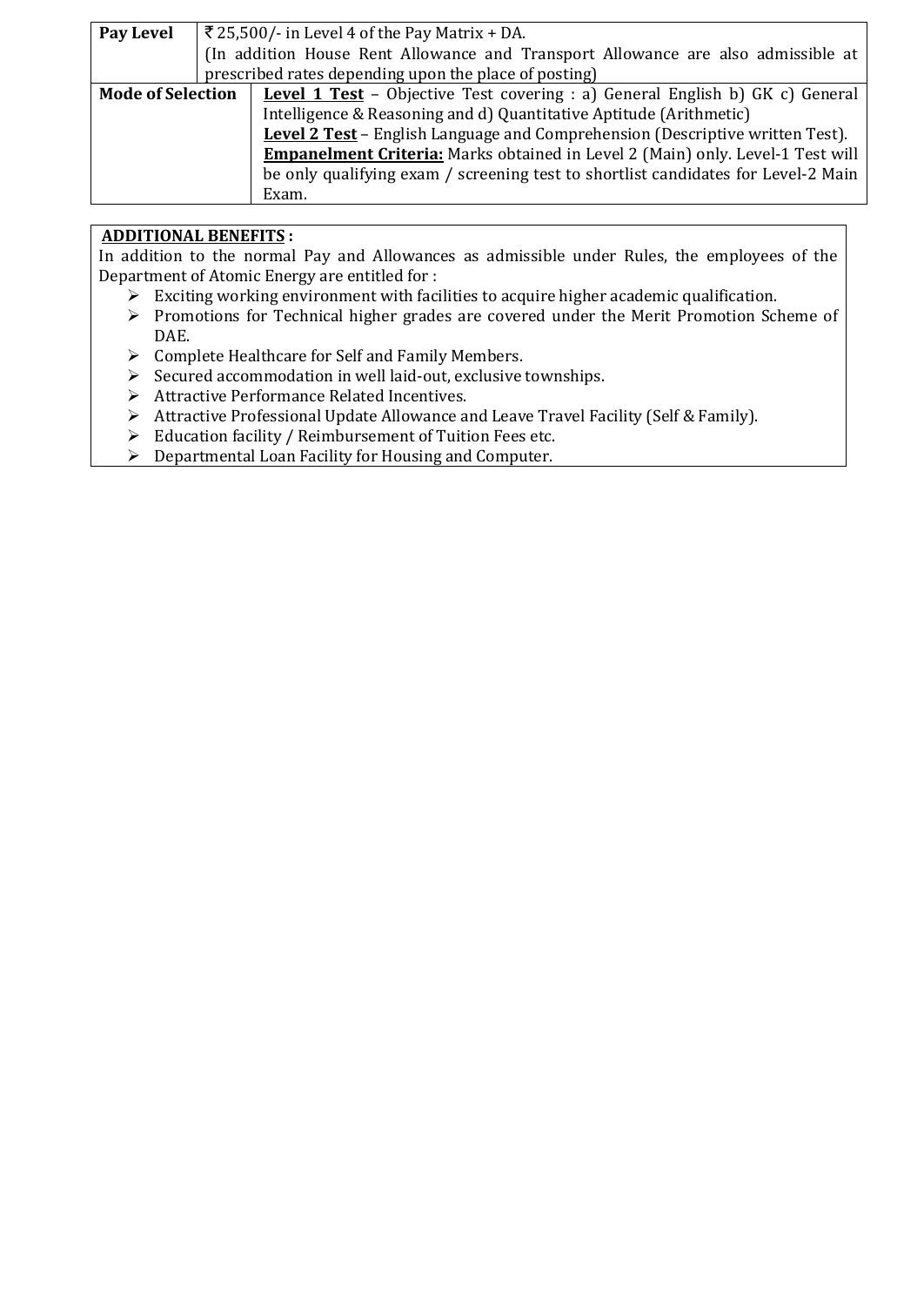| **Pay Level** | ₹ 25,500/- in Level 4 of the Pay Matrix + DA. (In addition House Rent Allowance and Transport Allowance are also admissible at prescribed rates depending upon the place of posting) |
|---|---|
| **Mode of Selection** | **Level 1 Test** – Objective Test covering : a) General English b) GK c) General Intelligence & Reasoning and d) Quantitative Aptitude (Arithmetic)<br>**Level 2 Test** – English Language and Comprehension (Descriptive written Test).<br>**Empanelment Criteria:** Marks obtained in Level 2 (Main) only. Level-1 Test will be only qualifying exam / screening test to shortlist candidates for Level-2 Main Exam. |

**ADDITIONAL BENEFITS :**

In addition to the normal Pay and Allowances as admissible under Rules, the employees of the Department of Atomic Energy are entitled for :

- Exciting working environment with facilities to acquire higher academic qualification.
- Promotions for Technical higher grades are covered under the Merit Promotion Scheme of DAE.
- Complete Healthcare for Self and Family Members.
- Secured accommodation in well laid-out, exclusive townships.
- Attractive Performance Related Incentives.
- Attractive Professional Update Allowance and Leave Travel Facility (Self & Family).
- Education facility / Reimbursement of Tuition Fees etc.
- Departmental Loan Facility for Housing and Computer.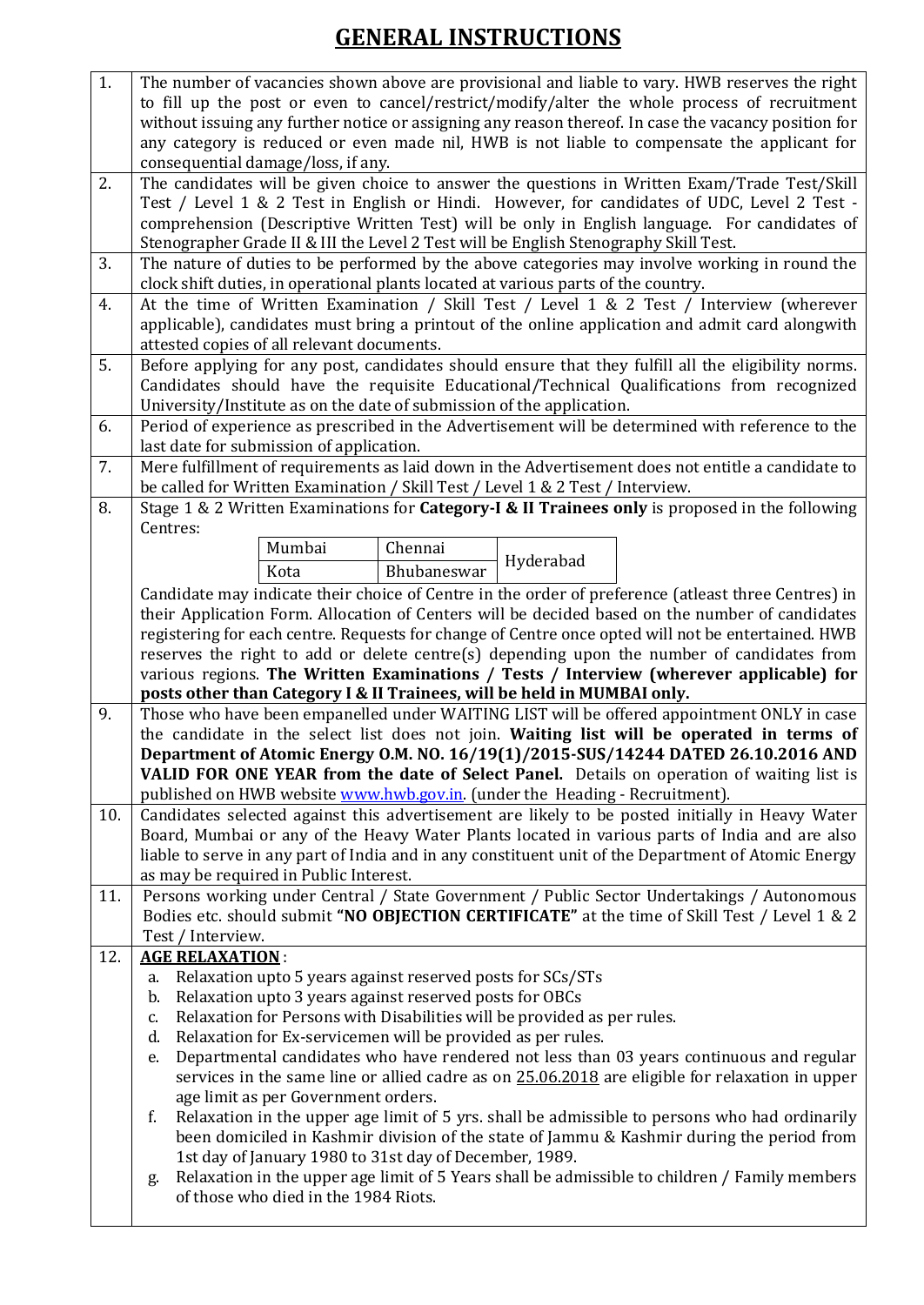# GENERAL INSTRUCTIONS

1. The number of vacancies shown above are provisional and liable to vary. HWB reserves the right to fill up the post or even to cancel/restrict/modify/alter the whole process of recruitment without issuing any further notice or assigning any reason thereof. In case the vacancy position for any category is reduced or even made nil, HWB is not liable to compensate the applicant for consequential damage/loss, if any.

2. The candidates will be given choice to answer the questions in Written Exam/Trade Test/Skill Test / Level 1 & 2 Test in English or Hindi. However, for candidates of UDC, Level 2 Test - comprehension (Descriptive Written Test) will be only in English language. For candidates of Stenographer Grade II & III the Level 2 Test will be English Stenography Skill Test.

3. The nature of duties to be performed by the above categories may involve working in round the clock shift duties, in operational plants located at various parts of the country.

4. At the time of Written Examination / Skill Test / Level 1 & 2 Test / Interview (wherever applicable), candidates must bring a printout of the online application and admit card alongwith attested copies of all relevant documents.

5. Before applying for any post, candidates should ensure that they fulfill all the eligibility norms. Candidates should have the requisite Educational/Technical Qualifications from recognized University/Institute as on the date of submission of the application.

6. Period of experience as prescribed in the Advertisement will be determined with reference to the last date for submission of application.

7. Mere fulfillment of requirements as laid down in the Advertisement does not entitle a candidate to be called for Written Examination / Skill Test / Level 1 & 2 Test / Interview.

8. Stage 1 & 2 Written Examinations for **Category-I & II Trainees only** is proposed in the following Centres:

| Mumbai | Chennai | Hyderabad |
|---|---|---|
| Kota | Bhubaneswar | |

   Candidate may indicate their choice of Centre in the order of preference (atleast three Centres) in their Application Form. Allocation of Centers will be decided based on the number of candidates registering for each centre. Requests for change of Centre once opted will not be entertained. HWB reserves the right to add or delete centre(s) depending upon the number of candidates from various regions. **The Written Examinations / Tests / Interview (wherever applicable) for posts other than Category I & II Trainees, will be held in MUMBAI only.**

9. Those who have been empanelled under WAITING LIST will be offered appointment ONLY in case the candidate in the select list does not join. **Waiting list will be operated in terms of Department of Atomic Energy O.M. NO. 16/19(1)/2015-SUS/14244 DATED 26.10.2016 AND VALID FOR ONE YEAR from the date of Select Panel.** Details on operation of waiting list is published on HWB website [www.hwb.gov.in](http://www.hwb.gov.in). (under the Heading - Recruitment).

10. Candidates selected against this advertisement are likely to be posted initially in Heavy Water Board, Mumbai or any of the Heavy Water Plants located in various parts of India and are also liable to serve in any part of India and in any constituent unit of the Department of Atomic Energy as may be required in Public Interest.

11. Persons working under Central / State Government / Public Sector Undertakings / Autonomous Bodies etc. should submit **"NO OBJECTION CERTIFICATE"** at the time of Skill Test / Level 1 & 2 Test / Interview.

12. **AGE RELAXATION** :
    a. Relaxation upto 5 years against reserved posts for SCs/STs
    b. Relaxation upto 3 years against reserved posts for OBCs
    c. Relaxation for Persons with Disabilities will be provided as per rules.
    d. Relaxation for Ex-servicemen will be provided as per rules.
    e. Departmental candidates who have rendered not less than 03 years continuous and regular services in the same line or allied cadre as on 25.06.2018 are eligible for relaxation in upper age limit as per Government orders.
    f. Relaxation in the upper age limit of 5 yrs. shall be admissible to persons who had ordinarily been domiciled in Kashmir division of the state of Jammu & Kashmir during the period from 1st day of January 1980 to 31st day of December, 1989.
    g. Relaxation in the upper age limit of 5 Years shall be admissible to children / Family members of those who died in the 1984 Riots.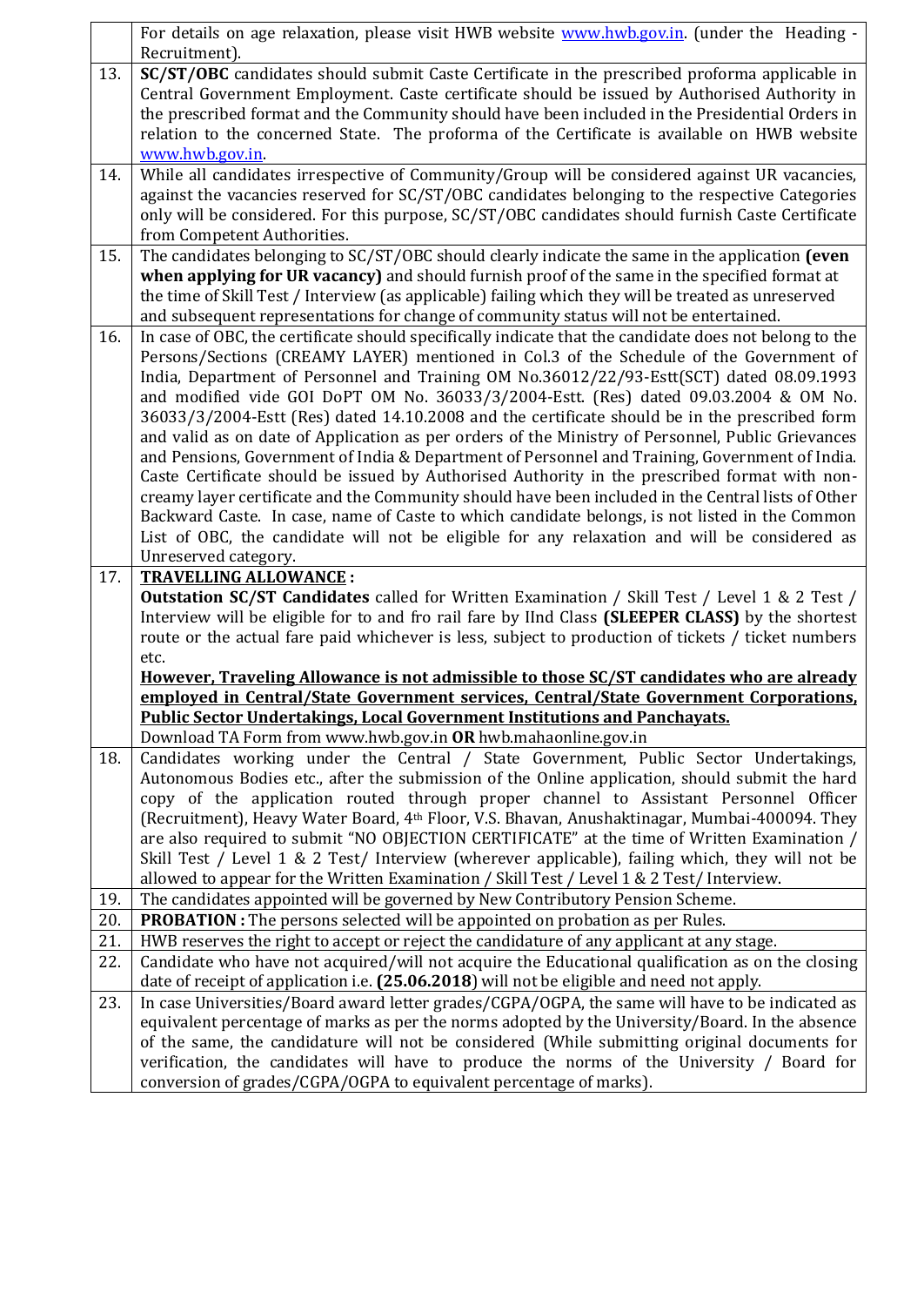| | |
|---|---|
| | For details on age relaxation, please visit HWB website www.hwb.gov.in. (under the Heading - Recruitment). |
| 13. | **SC/ST/OBC** candidates should submit Caste Certificate in the prescribed proforma applicable in Central Government Employment. Caste certificate should be issued by Authorised Authority in the prescribed format and the Community should have been included in the Presidential Orders in relation to the concerned State. The proforma of the Certificate is available on HWB website www.hwb.gov.in. |
| 14. | While all candidates irrespective of Community/Group will be considered against UR vacancies, against the vacancies reserved for SC/ST/OBC candidates belonging to the respective Categories only will be considered. For this purpose, SC/ST/OBC candidates should furnish Caste Certificate from Competent Authorities. |
| 15. | The candidates belonging to SC/ST/OBC should clearly indicate the same in the application **(even when applying for UR vacancy)** and should furnish proof of the same in the specified format at the time of Skill Test / Interview (as applicable) failing which they will be treated as unreserved and subsequent representations for change of community status will not be entertained. |
| 16. | In case of OBC, the certificate should specifically indicate that the candidate does not belong to the Persons/Sections (CREAMY LAYER) mentioned in Col.3 of the Schedule of the Government of India, Department of Personnel and Training OM No.36012/22/93-Estt(SCT) dated 08.09.1993 and modified vide GOI DoPT OM No. 36033/3/2004-Estt. (Res) dated 09.03.2004 & OM No. 36033/3/2004-Estt (Res) dated 14.10.2008 and the certificate should be in the prescribed form and valid as on date of Application as per orders of the Ministry of Personnel, Public Grievances and Pensions, Government of India & Department of Personnel and Training, Government of India. Caste Certificate should be issued by Authorised Authority in the prescribed format with non-creamy layer certificate and the Community should have been included in the Central lists of Other Backward Caste. In case, name of Caste to which candidate belongs, is not listed in the Common List of OBC, the candidate will not be eligible for any relaxation and will be considered as Unreserved category. |
| 17. | **TRAVELLING ALLOWANCE :** <br> **Outstation SC/ST Candidates** called for Written Examination / Skill Test / Level 1 & 2 Test / Interview will be eligible for to and fro rail fare by IInd Class **(SLEEPER CLASS)** by the shortest route or the actual fare paid whichever is less, subject to production of tickets / ticket numbers etc. <br> **However, Traveling Allowance is not admissible to those SC/ST candidates who are already employed in Central/State Government services, Central/State Government Corporations, Public Sector Undertakings, Local Government Institutions and Panchayats.** <br> Download TA Form from www.hwb.gov.in **OR** hwb.mahaonline.gov.in |
| 18. | Candidates working under the Central / State Government, Public Sector Undertakings, Autonomous Bodies etc., after the submission of the Online application, should submit the hard copy of the application routed through proper channel to Assistant Personnel Officer (Recruitment), Heavy Water Board, 4th Floor, V.S. Bhavan, Anushaktinagar, Mumbai-400094. They are also required to submit "NO OBJECTION CERTIFICATE" at the time of Written Examination / Skill Test / Level 1 & 2 Test/ Interview (wherever applicable), failing which, they will not be allowed to appear for the Written Examination / Skill Test / Level 1 & 2 Test/ Interview. |
| 19. | The candidates appointed will be governed by New Contributory Pension Scheme. |
| 20. | **PROBATION :** The persons selected will be appointed on probation as per Rules. |
| 21. | HWB reserves the right to accept or reject the candidature of any applicant at any stage. |
| 22. | Candidate who have not acquired/will not acquire the Educational qualification as on the closing date of receipt of application i.e. **(25.06.2018**) will not be eligible and need not apply. |
| 23. | In case Universities/Board award letter grades/CGPA/OGPA, the same will have to be indicated as equivalent percentage of marks as per the norms adopted by the University/Board. In the absence of the same, the candidature will not be considered (While submitting original documents for verification, the candidates will have to produce the norms of the University / Board for conversion of grades/CGPA/OGPA to equivalent percentage of marks). |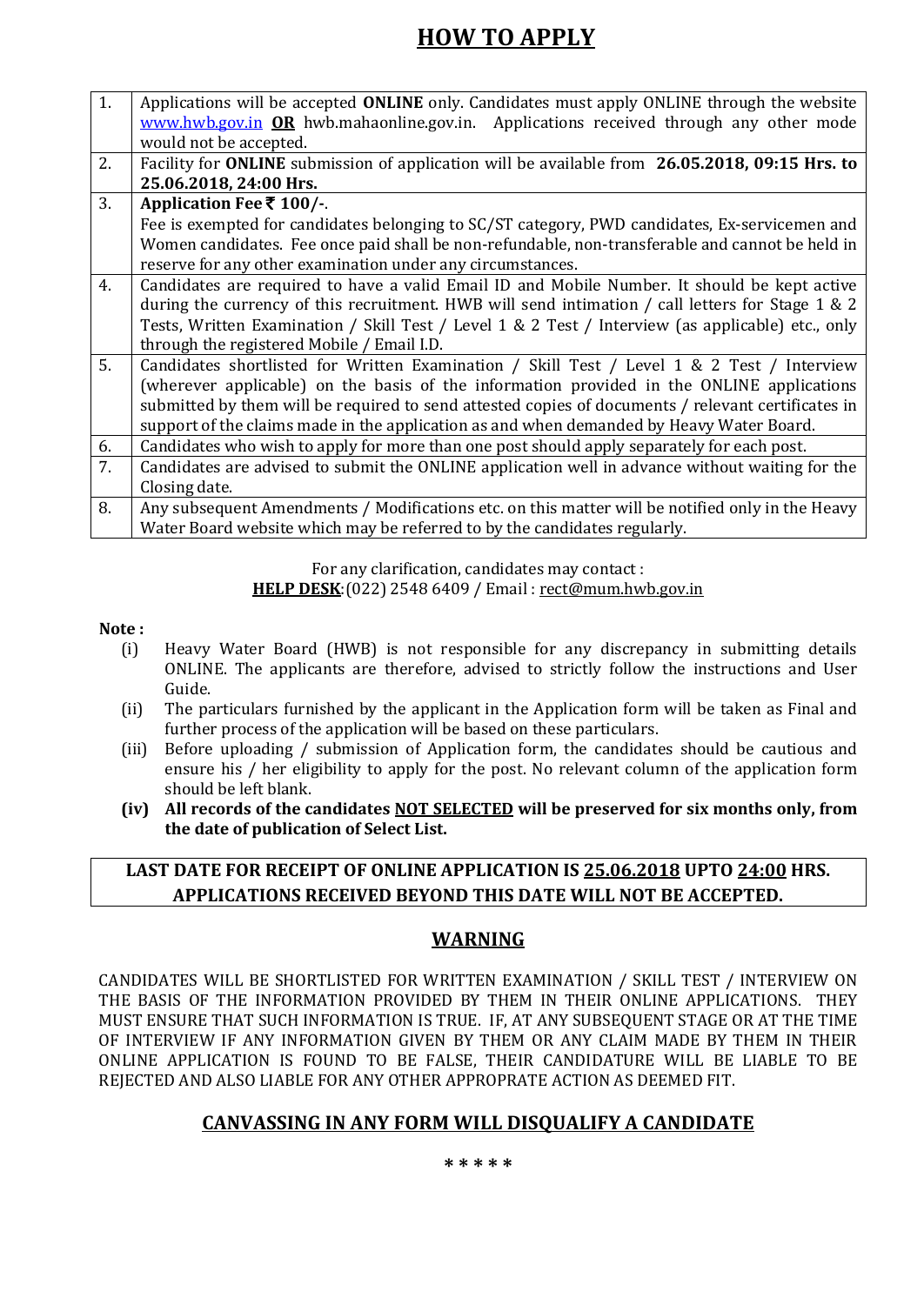# HOW TO APPLY

| | |
|---|---|
| 1. | Applications will be accepted **ONLINE** only. Candidates must apply ONLINE through the website www.hwb.gov.in **OR** hwb.mahaonline.gov.in. Applications received through any other mode would not be accepted. |
| 2. | Facility for **ONLINE** submission of application will be available from **26.05.2018, 09:15 Hrs. to 25.06.2018, 24:00 Hrs.** |
| 3. | **Application Fee ₹ 100/-**. Fee is exempted for candidates belonging to SC/ST category, PWD candidates, Ex-servicemen and Women candidates. Fee once paid shall be non-refundable, non-transferable and cannot be held in reserve for any other examination under any circumstances. |
| 4. | Candidates are required to have a valid Email ID and Mobile Number. It should be kept active during the currency of this recruitment. HWB will send intimation / call letters for Stage 1 & 2 Tests, Written Examination / Skill Test / Level 1 & 2 Test / Interview (as applicable) etc., only through the registered Mobile / Email I.D. |
| 5. | Candidates shortlisted for Written Examination / Skill Test / Level 1 & 2 Test / Interview (wherever applicable) on the basis of the information provided in the ONLINE applications submitted by them will be required to send attested copies of documents / relevant certificates in support of the claims made in the application as and when demanded by Heavy Water Board. |
| 6. | Candidates who wish to apply for more than one post should apply separately for each post. |
| 7. | Candidates are advised to submit the ONLINE application well in advance without waiting for the Closing date. |
| 8. | Any subsequent Amendments / Modifications etc. on this matter will be notified only in the Heavy Water Board website which may be referred to by the candidates regularly. |

For any clarification, candidates may contact :
**HELP DESK**:(022) 2548 6409 / Email : rect@mum.hwb.gov.in

**Note :**

(i) Heavy Water Board (HWB) is not responsible for any discrepancy in submitting details ONLINE. The applicants are therefore, advised to strictly follow the instructions and User Guide.

(ii) The particulars furnished by the applicant in the Application form will be taken as Final and further process of the application will be based on these particulars.

(iii) Before uploading / submission of Application form, the candidates should be cautious and ensure his / her eligibility to apply for the post. No relevant column of the application form should be left blank.

**(iv) All records of the candidates NOT SELECTED will be preserved for six months only, from the date of publication of Select List.**

**LAST DATE FOR RECEIPT OF ONLINE APPLICATION IS 25.06.2018 UPTO 24:00 HRS. APPLICATIONS RECEIVED BEYOND THIS DATE WILL NOT BE ACCEPTED.**

## WARNING

CANDIDATES WILL BE SHORTLISTED FOR WRITTEN EXAMINATION / SKILL TEST / INTERVIEW ON THE BASIS OF THE INFORMATION PROVIDED BY THEM IN THEIR ONLINE APPLICATIONS. THEY MUST ENSURE THAT SUCH INFORMATION IS TRUE. IF, AT ANY SUBSEQUENT STAGE OR AT THE TIME OF INTERVIEW IF ANY INFORMATION GIVEN BY THEM OR ANY CLAIM MADE BY THEM IN THEIR ONLINE APPLICATION IS FOUND TO BE FALSE, THEIR CANDIDATURE WILL BE LIABLE TO BE REJECTED AND ALSO LIABLE FOR ANY OTHER APPROPRATE ACTION AS DEEMED FIT.

## CANVASSING IN ANY FORM WILL DISQUALIFY A CANDIDATE

* * * * *